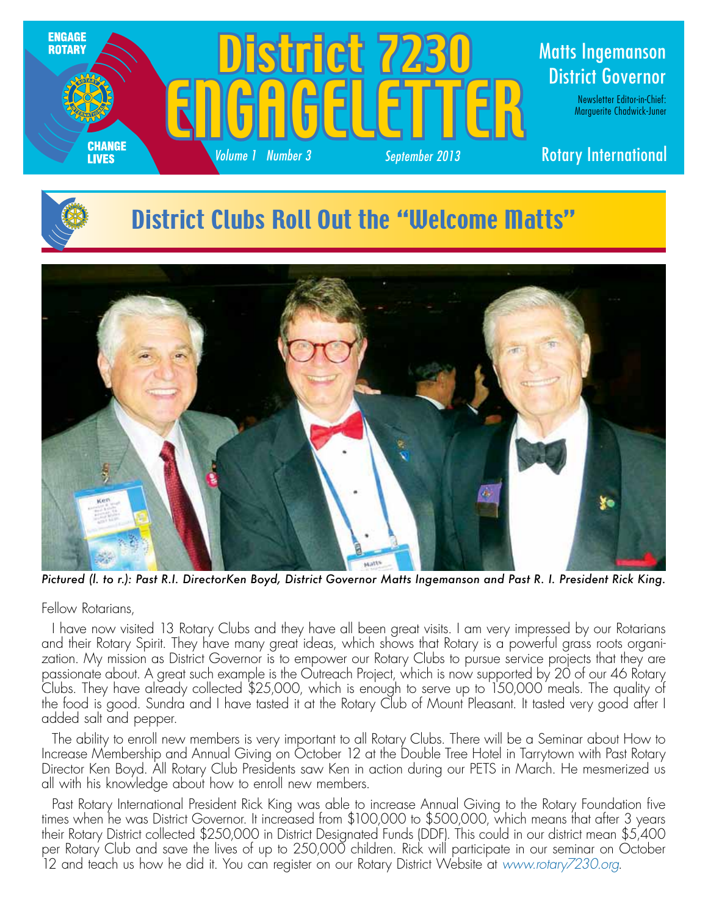# District 7230 ENGAGELETTER

ENGAGE ROTARY — CHANGE LIVES

*Volume 1 Number 3* *September 2013*

Matts Ingemanson
District Governor

Newsletter Editor-in-Chief:
Marguerite Chadwick-Juner

Rotary International

## District Clubs Roll Out the "Welcome Matts"

*Pictured (l. to r.): Past R.I. DirectorKen Boyd, District Governor Matts Ingemanson and Past R. I. President Rick King.*

Fellow Rotarians,

I have now visited 13 Rotary Clubs and they have all been great visits. I am very impressed by our Rotarians and their Rotary Spirit. They have many great ideas, which shows that Rotary is a powerful grass roots organization. My mission as District Governor is to empower our Rotary Clubs to pursue service projects that they are passionate about. A great such example is the Outreach Project, which is now supported by 20 of our 46 Rotary Clubs. They have already collected $25,000, which is enough to serve up to 150,000 meals. The quality of the food is good. Sundra and I have tasted it at the Rotary Club of Mount Pleasant. It tasted very good after I added salt and pepper.

The ability to enroll new members is very important to all Rotary Clubs. There will be a Seminar about How to Increase Membership and Annual Giving on October 12 at the Double Tree Hotel in Tarrytown with Past Rotary Director Ken Boyd. All Rotary Club Presidents saw Ken in action during our PETS in March. He mesmerized us all with his knowledge about how to enroll new members.

Past Rotary International President Rick King was able to increase Annual Giving to the Rotary Foundation five times when he was District Governor. It increased from $100,000 to $500,000, which means that after 3 years their Rotary District collected $250,000 in District Designated Funds (DDF). This could in our district mean $5,400 per Rotary Club and save the lives of up to 250,000 children. Rick will participate in our seminar on October 12 and teach us how he did it. You can register on our Rotary District Website at *www.rotary7230.org.*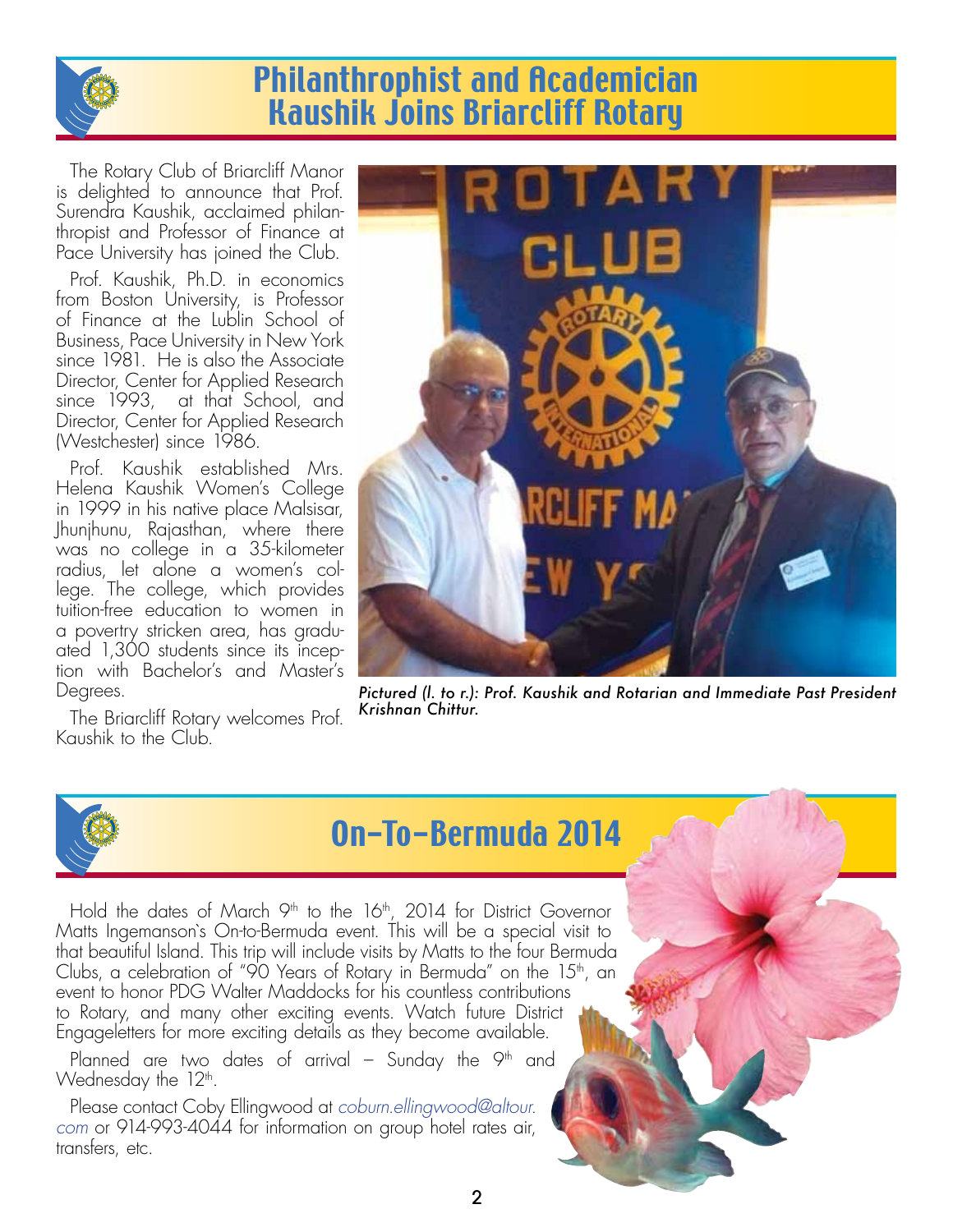# Philanthrophist and Academician Kaushik Joins Briarcliff Rotary

The Rotary Club of Briarcliff Manor is delighted to announce that Prof. Surendra Kaushik, acclaimed philanthropist and Professor of Finance at Pace University has joined the Club.

Prof. Kaushik, Ph.D. in economics from Boston University, is Professor of Finance at the Lublin School of Business, Pace University in New York since 1981. He is also the Associate Director, Center for Applied Research since 1993, at that School, and Director, Center for Applied Research (Westchester) since 1986.

Prof. Kaushik established Mrs. Helena Kaushik Women's College in 1999 in his native place Malsisar, Jhunjhunu, Rajasthan, where there was no college in a 35-kilometer radius, let alone a women's college. The college, which provides tuition-free education to women in a povertry stricken area, has graduated 1,300 students since its inception with Bachelor's and Master's Degrees.

The Briarcliff Rotary welcomes Prof. Kaushik to the Club.

*Pictured (l. to r.): Prof. Kaushik and Rotarian and Immediate Past President Krishnan Chittur.*

# On-To-Bermuda 2014

Hold the dates of March 9th to the 16th, 2014 for District Governor Matts Ingemanson`s On-to-Bermuda event. This will be a special visit to that beautiful Island. This trip will include visits by Matts to the four Bermuda Clubs, a celebration of "90 Years of Rotary in Bermuda" on the 15th, an event to honor PDG Walter Maddocks for his countless contributions to Rotary, and many other exciting events. Watch future District Engageletters for more exciting details as they become available.

Planned are two dates of arrival – Sunday the 9th and Wednesday the 12th.

Please contact Coby Ellingwood at *coburn.ellingwood@altour.com* or 914-993-4044 for information on group hotel rates air, transfers, etc.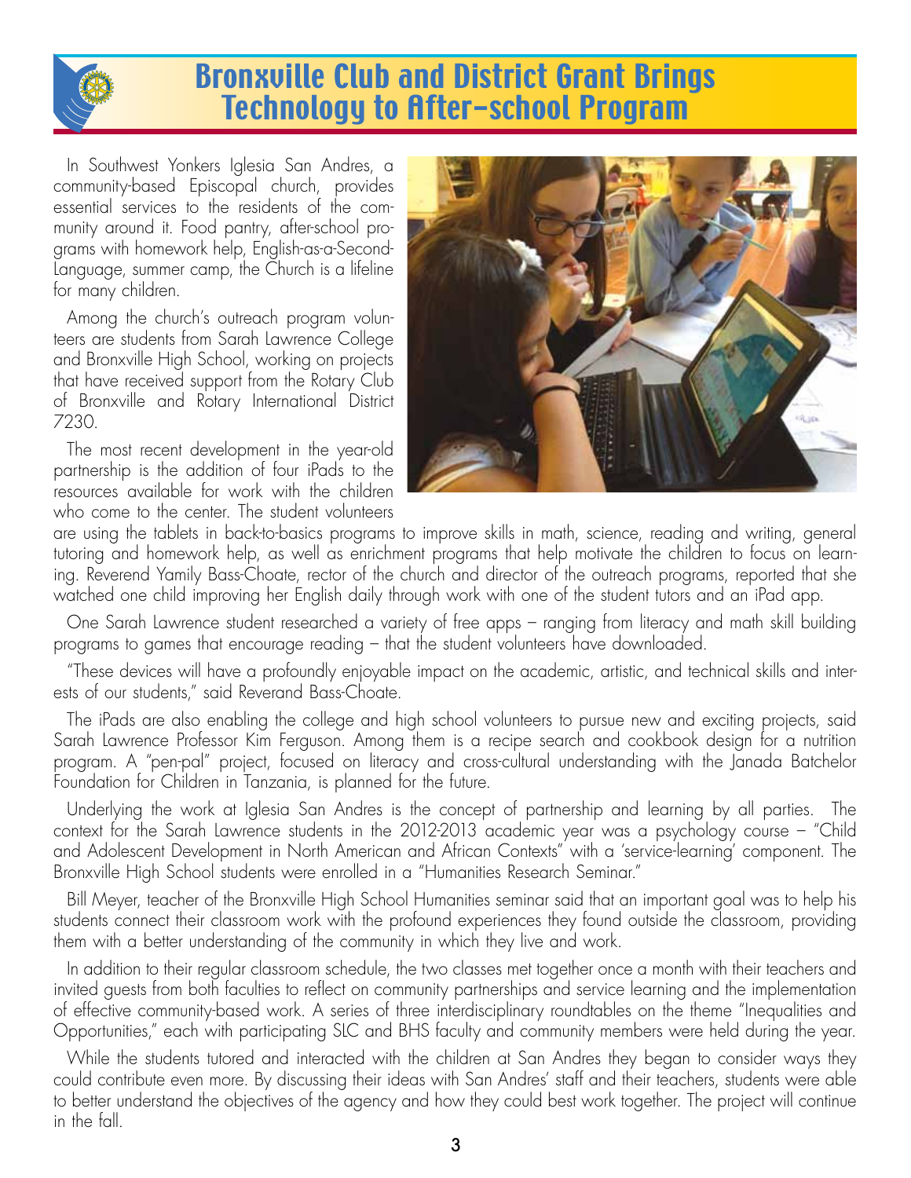# Bronxville Club and District Grant Brings Technology to After-school Program

In Southwest Yonkers Iglesia San Andres, a community-based Episcopal church, provides essential services to the residents of the community around it. Food pantry, after-school programs with homework help, English-as-a-Second-Language, summer camp, the Church is a lifeline for many children.

Among the church's outreach program volunteers are students from Sarah Lawrence College and Bronxville High School, working on projects that have received support from the Rotary Club of Bronxville and Rotary International District 7230.

The most recent development in the year-old partnership is the addition of four iPads to the resources available for work with the children who come to the center. The student volunteers are using the tablets in back-to-basics programs to improve skills in math, science, reading and writing, general tutoring and homework help, as well as enrichment programs that help motivate the children to focus on learning. Reverend Yamily Bass-Choate, rector of the church and director of the outreach programs, reported that she watched one child improving her English daily through work with one of the student tutors and an iPad app.

One Sarah Lawrence student researched a variety of free apps – ranging from literacy and math skill building programs to games that encourage reading – that the student volunteers have downloaded.

"These devices will have a profoundly enjoyable impact on the academic, artistic, and technical skills and interests of our students," said Reverand Bass-Choate.

The iPads are also enabling the college and high school volunteers to pursue new and exciting projects, said Sarah Lawrence Professor Kim Ferguson. Among them is a recipe search and cookbook design for a nutrition program. A "pen-pal" project, focused on literacy and cross-cultural understanding with the Janada Batchelor Foundation for Children in Tanzania, is planned for the future.

Underlying the work at Iglesia San Andres is the concept of partnership and learning by all parties. The context for the Sarah Lawrence students in the 2012-2013 academic year was a psychology course – "Child and Adolescent Development in North American and African Contexts" with a 'service-learning' component. The Bronxville High School students were enrolled in a "Humanities Research Seminar."

Bill Meyer, teacher of the Bronxville High School Humanities seminar said that an important goal was to help his students connect their classroom work with the profound experiences they found outside the classroom, providing them with a better understanding of the community in which they live and work.

In addition to their regular classroom schedule, the two classes met together once a month with their teachers and invited guests from both faculties to reflect on community partnerships and service learning and the implementation of effective community-based work. A series of three interdisciplinary roundtables on the theme "Inequalities and Opportunities," each with participating SLC and BHS faculty and community members were held during the year.

While the students tutored and interacted with the children at San Andres they began to consider ways they could contribute even more. By discussing their ideas with San Andres' staff and their teachers, students were able to better understand the objectives of the agency and how they could best work together. The project will continue in the fall.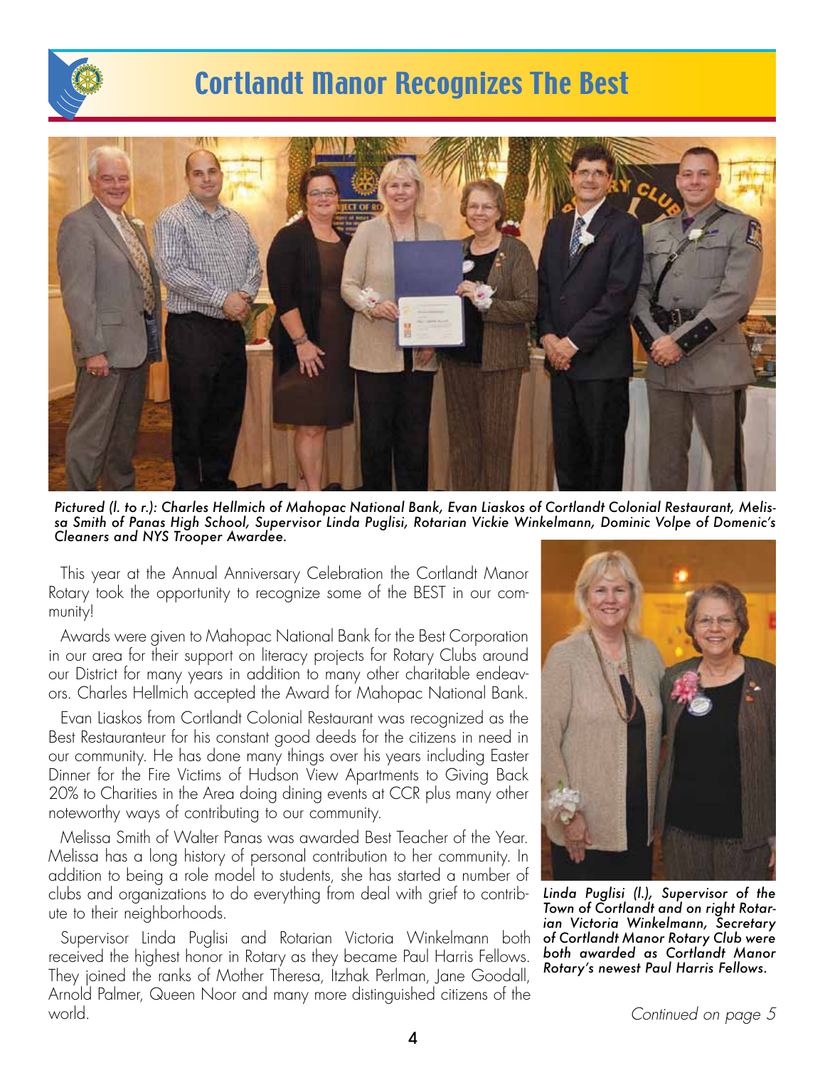# Cortlandt Manor Recognizes The Best

*Pictured (l. to r.): Charles Hellmich of Mahopac National Bank, Evan Liaskos of Cortlandt Colonial Restaurant, Melissa Smith of Panas High School, Supervisor Linda Puglisi, Rotarian Vickie Winkelmann, Dominic Volpe of Domenic's Cleaners and NYS Trooper Awardee.*

This year at the Annual Anniversary Celebration the Cortlandt Manor Rotary took the opportunity to recognize some of the BEST in our community!

Awards were given to Mahopac National Bank for the Best Corporation in our area for their support on literacy projects for Rotary Clubs around our District for many years in addition to many other charitable endeavors. Charles Hellmich accepted the Award for Mahopac National Bank.

Evan Liaskos from Cortlandt Colonial Restaurant was recognized as the Best Restauranteur for his constant good deeds for the citizens in need in our community. He has done many things over his years including Easter Dinner for the Fire Victims of Hudson View Apartments to Giving Back 20% to Charities in the Area doing dining events at CCR plus many other noteworthy ways of contributing to our community.

Melissa Smith of Walter Panas was awarded Best Teacher of the Year. Melissa has a long history of personal contribution to her community. In addition to being a role model to students, she has started a number of clubs and organizations to do everything from deal with grief to contribute to their neighborhoods.

Supervisor Linda Puglisi and Rotarian Victoria Winkelmann both received the highest honor in Rotary as they became Paul Harris Fellows. They joined the ranks of Mother Theresa, Itzhak Perlman, Jane Goodall, Arnold Palmer, Queen Noor and many more distinguished citizens of the world.

*Linda Puglisi (l.), Supervisor of the Town of Cortlandt and on right Rotarian Victoria Winkelmann, Secretary of Cortlandt Manor Rotary Club were both awarded as Cortlandt Manor Rotary's newest Paul Harris Fellows.*

*Continued on page 5*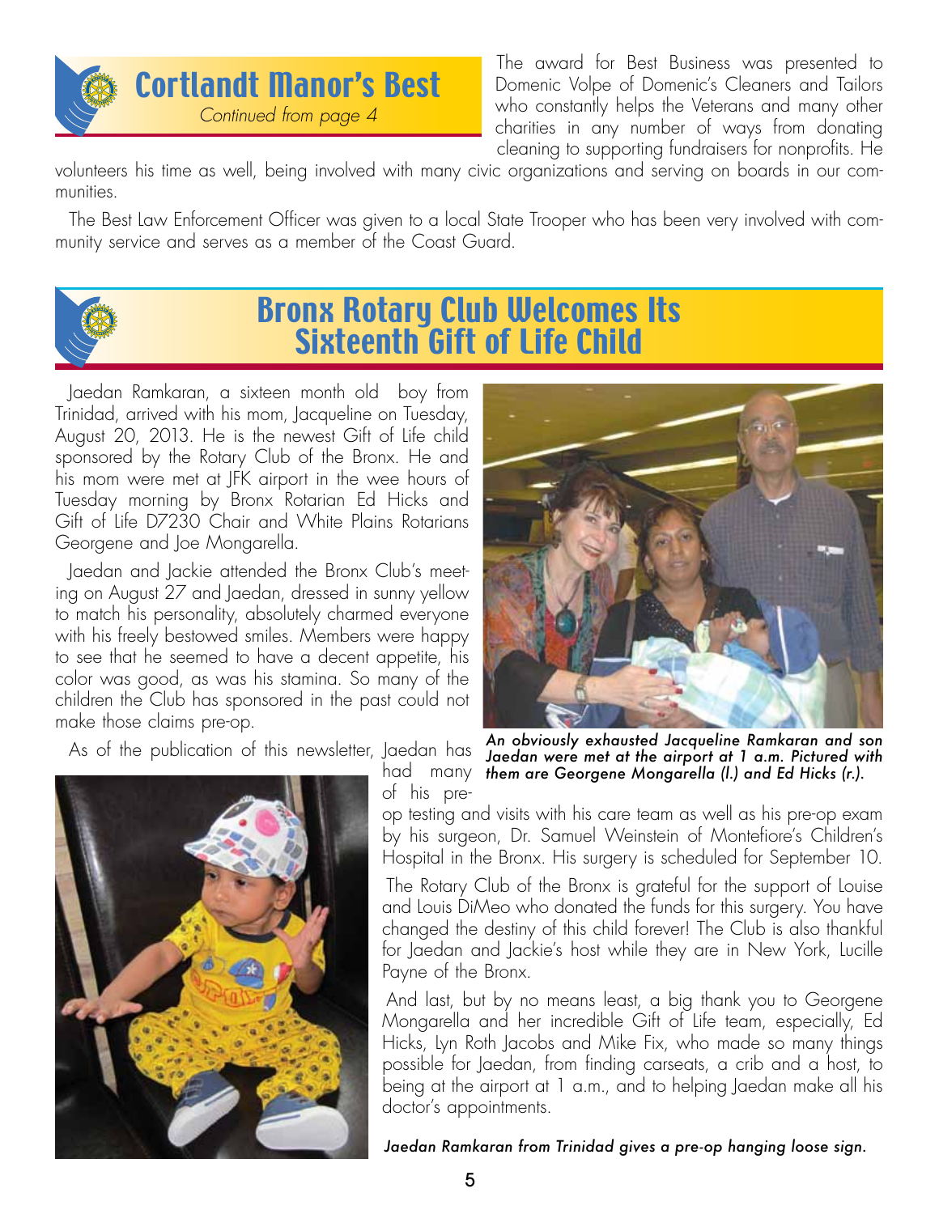## Cortlandt Manor's Best

*Continued from page 4*

The award for Best Business was presented to Domenic Volpe of Domenic's Cleaners and Tailors who constantly helps the Veterans and many other charities in any number of ways from donating cleaning to supporting fundraisers for nonprofits. He volunteers his time as well, being involved with many civic organizations and serving on boards in our communities.

The Best Law Enforcement Officer was given to a local State Trooper who has been very involved with community service and serves as a member of the Coast Guard.

## Bronx Rotary Club Welcomes Its Sixteenth Gift of Life Child

Jaedan Ramkaran, a sixteen month old boy from Trinidad, arrived with his mom, Jacqueline on Tuesday, August 20, 2013. He is the newest Gift of Life child sponsored by the Rotary Club of the Bronx. He and his mom were met at JFK airport in the wee hours of Tuesday morning by Bronx Rotarian Ed Hicks and Gift of Life D7230 Chair and White Plains Rotarians Georgene and Joe Mongarella.

Jaedan and Jackie attended the Bronx Club's meeting on August 27 and Jaedan, dressed in sunny yellow to match his personality, absolutely charmed everyone with his freely bestowed smiles. Members were happy to see that he seemed to have a decent appetite, his color was good, as was his stamina. So many of the children the Club has sponsored in the past could not make those claims pre-op.

*An obviously exhausted Jacqueline Ramkaran and son Jaedan were met at the airport at 1 a.m. Pictured with them are Georgene Mongarella (l.) and Ed Hicks (r.).*

As of the publication of this newsletter, Jaedan has had many of his pre-op testing and visits with his care team as well as his pre-op exam by his surgeon, Dr. Samuel Weinstein of Montefiore's Children's Hospital in the Bronx. His surgery is scheduled for September 10.

The Rotary Club of the Bronx is grateful for the support of Louise and Louis DiMeo who donated the funds for this surgery. You have changed the destiny of this child forever! The Club is also thankful for Jaedan and Jackie's host while they are in New York, Lucille Payne of the Bronx.

And last, but by no means least, a big thank you to Georgene Mongarella and her incredible Gift of Life team, especially, Ed Hicks, Lyn Roth Jacobs and Mike Fix, who made so many things possible for Jaedan, from finding carseats, a crib and a host, to being at the airport at 1 a.m., and to helping Jaedan make all his doctor's appointments.

*Jaedan Ramkaran from Trinidad gives a pre-op hanging loose sign.*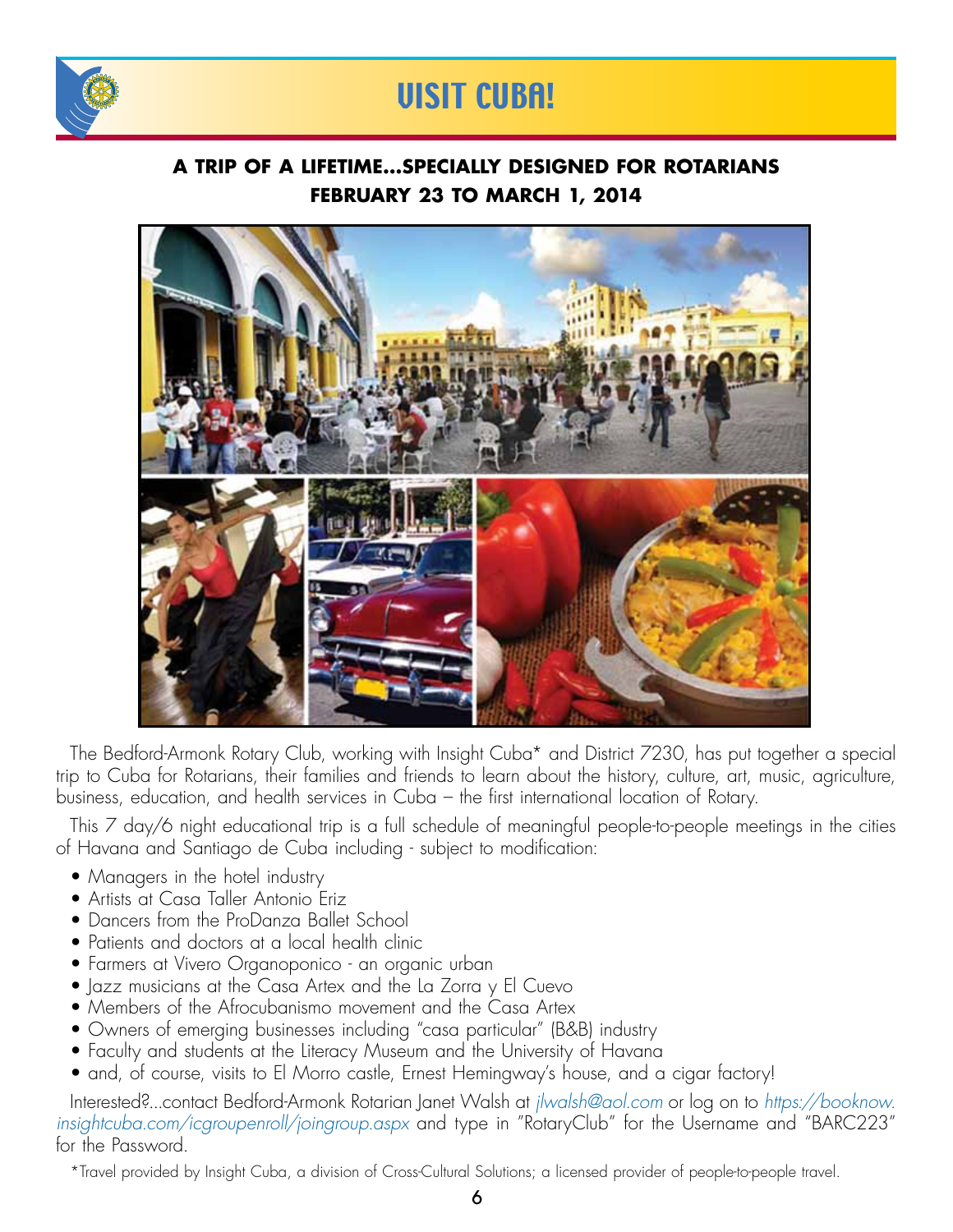# VISIT CUBA!

**A TRIP OF A LIFETIME...SPECIALLY DESIGNED FOR ROTARIANS**
**FEBRUARY 23 TO MARCH 1, 2014**

The Bedford-Armonk Rotary Club, working with Insight Cuba* and District 7230, has put together a special trip to Cuba for Rotarians, their families and friends to learn about the history, culture, art, music, agriculture, business, education, and health services in Cuba – the first international location of Rotary.

This 7 day/6 night educational trip is a full schedule of meaningful people-to-people meetings in the cities of Havana and Santiago de Cuba including - subject to modification:

- Managers in the hotel industry
- Artists at Casa Taller Antonio Eriz
- Dancers from the ProDanza Ballet School
- Patients and doctors at a local health clinic
- Farmers at Vivero Organoponico - an organic urban
- Jazz musicians at the Casa Artex and the La Zorra y El Cuevo
- Members of the Afrocubanismo movement and the Casa Artex
- Owners of emerging businesses including "casa particular" (B&B) industry
- Faculty and students at the Literacy Museum and the University of Havana
- and, of course, visits to El Morro castle, Ernest Hemingway's house, and a cigar factory!

Interested?...contact Bedford-Armonk Rotarian Janet Walsh at *jlwalsh@aol.com* or log on to *https://booknow.insightcuba.com/icgroupenroll/joingroup.aspx* and type in "RotaryClub" for the Username and "BARC223" for the Password.

*Travel provided by Insight Cuba, a division of Cross-Cultural Solutions; a licensed provider of people-to-people travel.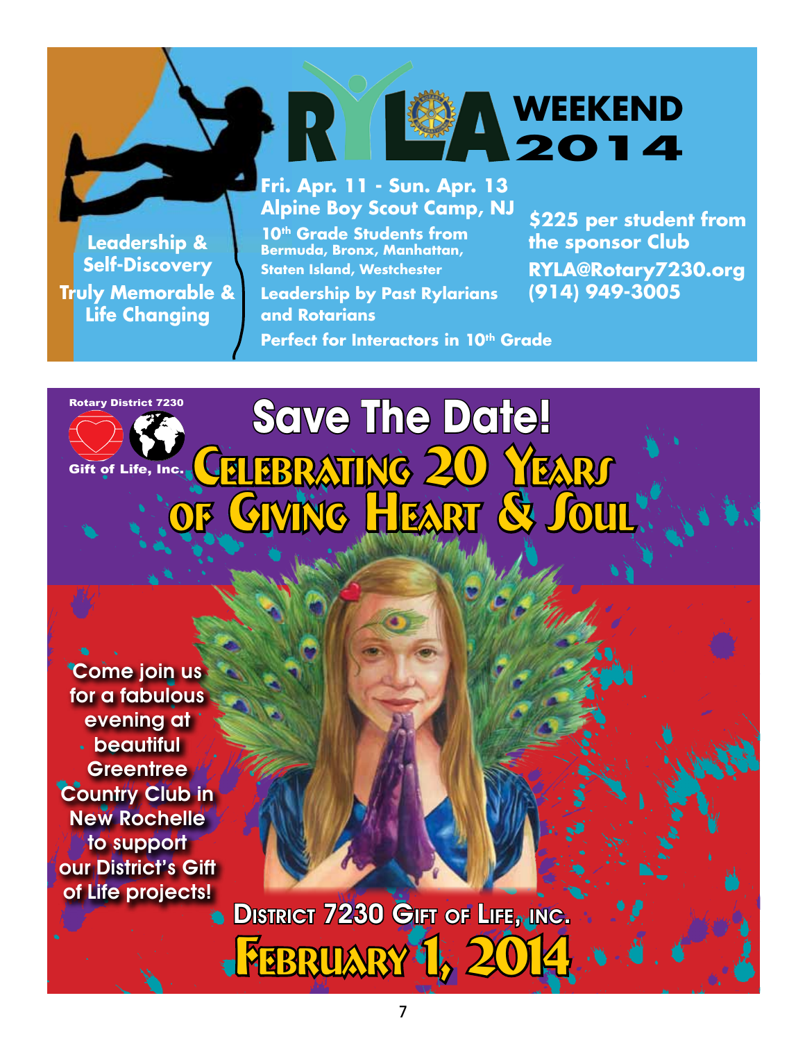# RYLA WEEKEND 2014

Leadership & Self-Discovery

Truly Memorable & Life Changing

**Fri. Apr. 11 - Sun. Apr. 13**
**Alpine Boy Scout Camp, NJ**

**10th Grade Students from**
**Bermuda, Bronx, Manhattan, Staten Island, Westchester**

**Leadership by Past Rylarians and Rotarians**

**Perfect for Interactors in 10th Grade**

**$225 per student from the sponsor Club**
**RYLA@Rotary7230.org**
**(914) 949-3005**

---

Rotary District 7230

Gift of Life, Inc.

# Save The Date!

## Celebrating 20 Years of Giving Heart & Soul

Come join us for a fabulous evening at beautiful Greentree Country Club in New Rochelle to support our District's Gift of Life projects!

**District 7230 Gift of Life, Inc.**

## February 1, 2014